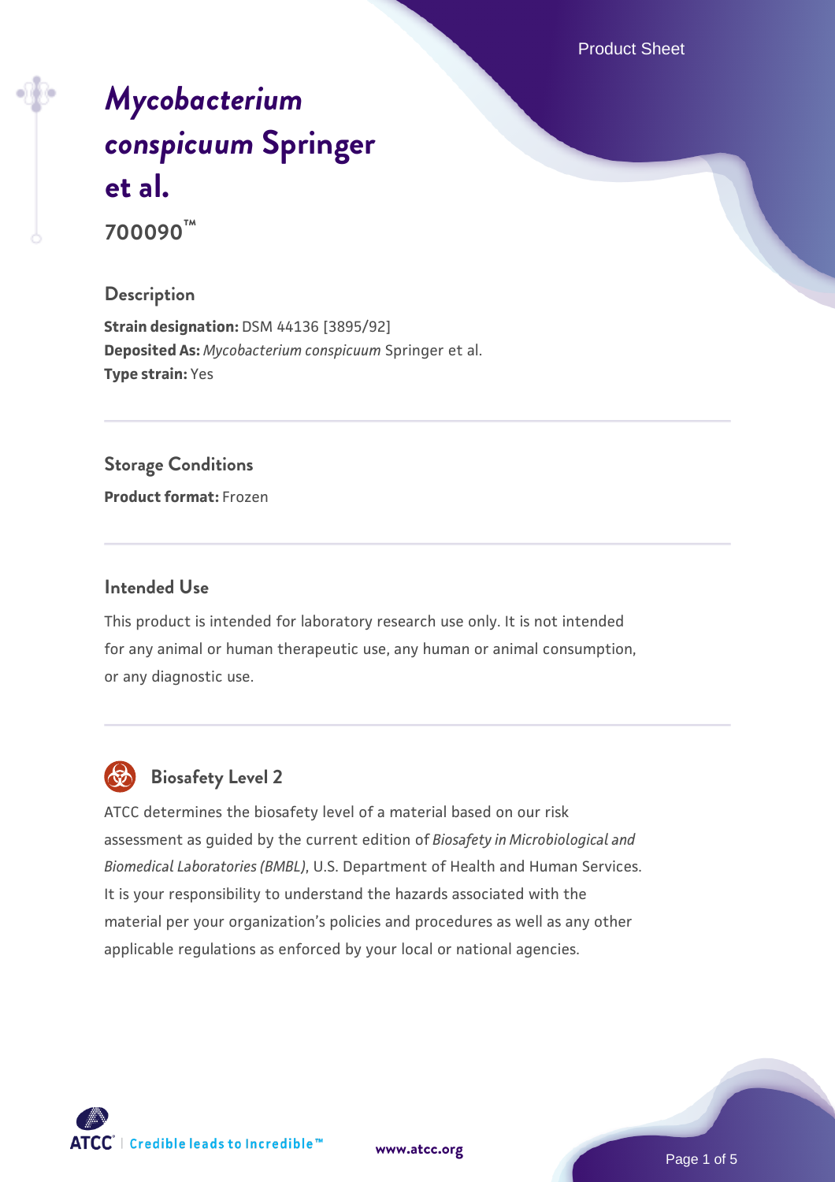# *Mycobacterium conspicuum* Springer et al.

**700090™**

## Description

**Strain designation:** DSM 44136 [3895/92]
**Deposited As:** *Mycobacterium conspicuum* Springer et al.
**Type strain:** Yes

## Storage Conditions

**Product format:** Frozen

## Intended Use

This product is intended for laboratory research use only. It is not intended for any animal or human therapeutic use, any human or animal consumption, or any diagnostic use.

## Biosafety Level 2

ATCC determines the biosafety level of a material based on our risk assessment as guided by the current edition of *Biosafety in Microbiological and Biomedical Laboratories (BMBL)*, U.S. Department of Health and Human Services. It is your responsibility to understand the hazards associated with the material per your organization's policies and procedures as well as any other applicable regulations as enforced by your local or national agencies.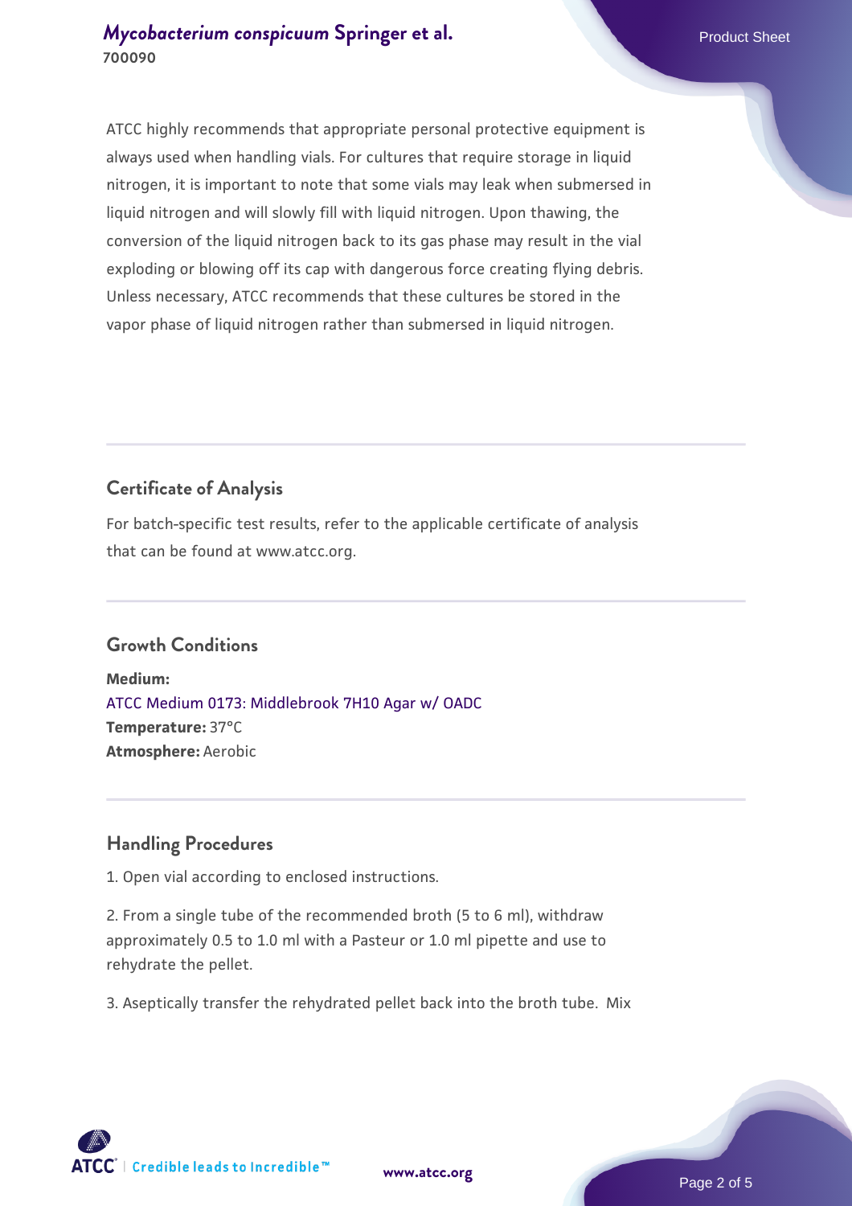ATCC highly recommends that appropriate personal protective equipment is always used when handling vials. For cultures that require storage in liquid nitrogen, it is important to note that some vials may leak when submersed in liquid nitrogen and will slowly fill with liquid nitrogen. Upon thawing, the conversion of the liquid nitrogen back to its gas phase may result in the vial exploding or blowing off its cap with dangerous force creating flying debris. Unless necessary, ATCC recommends that these cultures be stored in the vapor phase of liquid nitrogen rather than submersed in liquid nitrogen.

## Certificate of Analysis

For batch-specific test results, refer to the applicable certificate of analysis that can be found at www.atcc.org.

## Growth Conditions

**Medium:**
ATCC Medium 0173: Middlebrook 7H10 Agar w/ OADC
**Temperature:** 37°C
**Atmosphere:** Aerobic

## Handling Procedures

1. Open vial according to enclosed instructions.

2. From a single tube of the recommended broth (5 to 6 ml), withdraw approximately 0.5 to 1.0 ml with a Pasteur or 1.0 ml pipette and use to rehydrate the pellet.

3. Aseptically transfer the rehydrated pellet back into the broth tube. Mix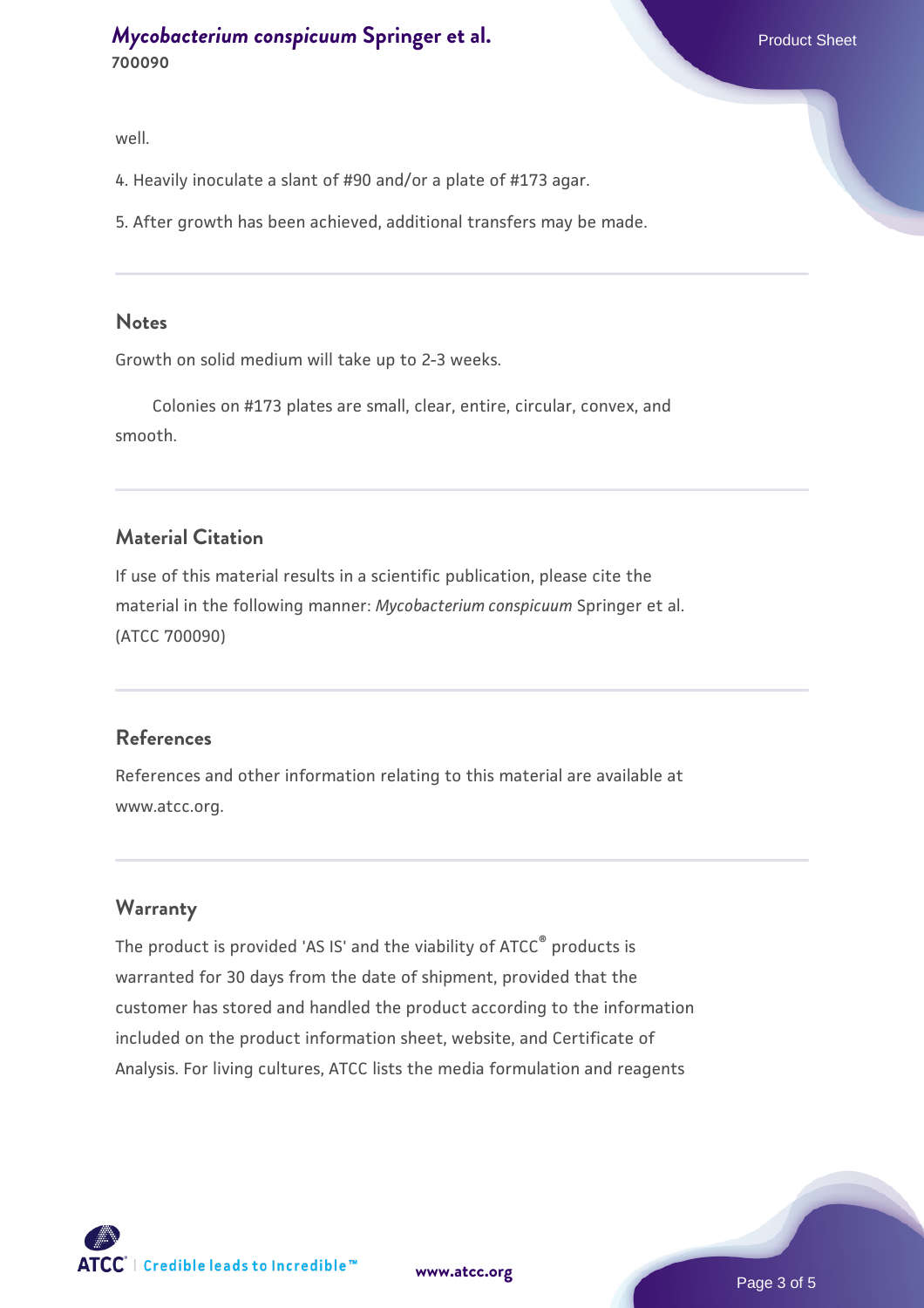well.

4. Heavily inoculate a slant of #90 and/or a plate of #173 agar.

5. After growth has been achieved, additional transfers may be made.

## Notes

Growth on solid medium will take up to 2-3 weeks.

Colonies on #173 plates are small, clear, entire, circular, convex, and smooth.

## Material Citation

If use of this material results in a scientific publication, please cite the material in the following manner: *Mycobacterium conspicuum* Springer et al. (ATCC 700090)

## References

References and other information relating to this material are available at www.atcc.org.

## Warranty

The product is provided 'AS IS' and the viability of ATCC® products is warranted for 30 days from the date of shipment, provided that the customer has stored and handled the product according to the information included on the product information sheet, website, and Certificate of Analysis. For living cultures, ATCC lists the media formulation and reagents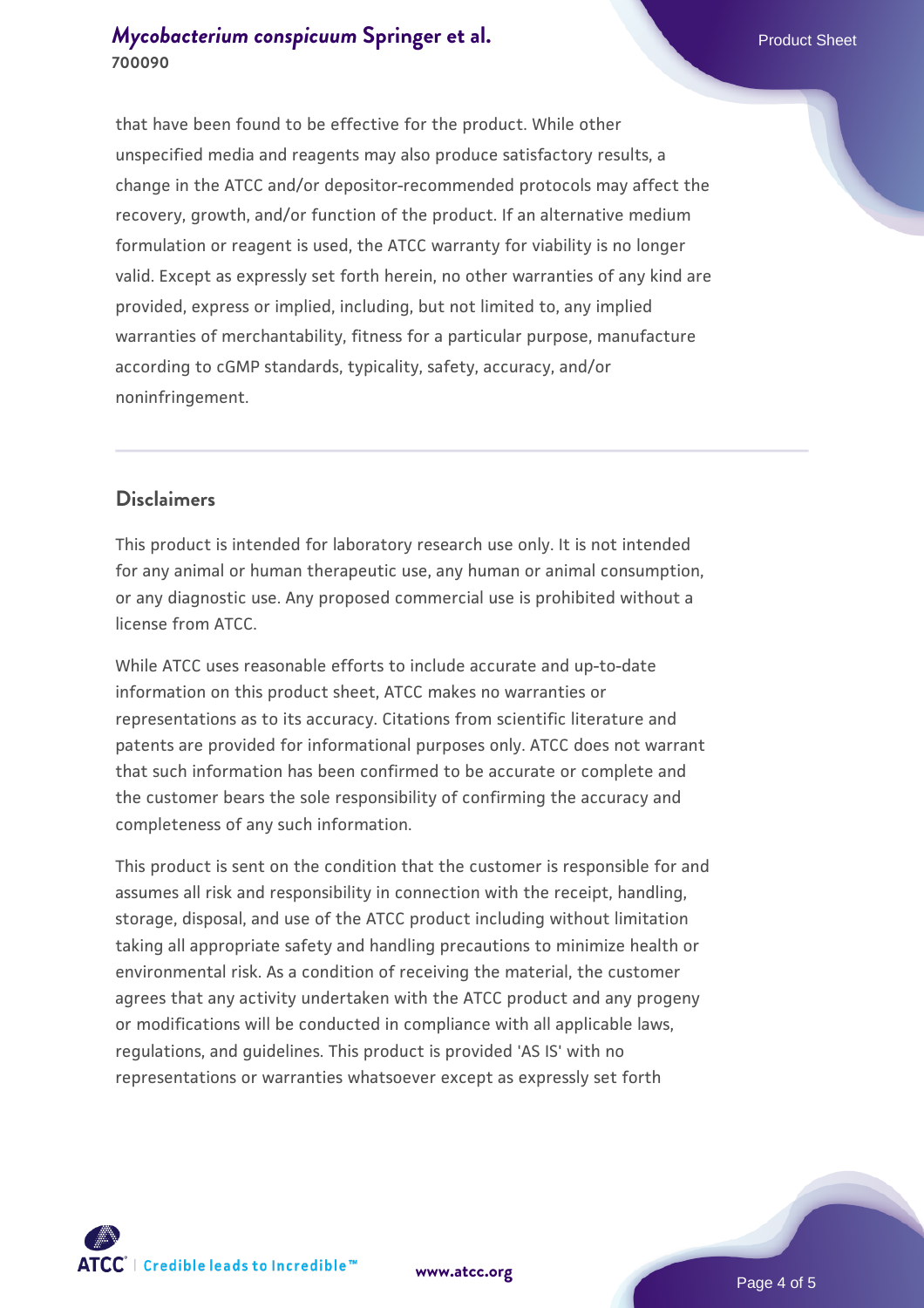that have been found to be effective for the product. While other unspecified media and reagents may also produce satisfactory results, a change in the ATCC and/or depositor-recommended protocols may affect the recovery, growth, and/or function of the product. If an alternative medium formulation or reagent is used, the ATCC warranty for viability is no longer valid. Except as expressly set forth herein, no other warranties of any kind are provided, express or implied, including, but not limited to, any implied warranties of merchantability, fitness for a particular purpose, manufacture according to cGMP standards, typicality, safety, accuracy, and/or noninfringement.

## Disclaimers

This product is intended for laboratory research use only. It is not intended for any animal or human therapeutic use, any human or animal consumption, or any diagnostic use. Any proposed commercial use is prohibited without a license from ATCC.

While ATCC uses reasonable efforts to include accurate and up-to-date information on this product sheet, ATCC makes no warranties or representations as to its accuracy. Citations from scientific literature and patents are provided for informational purposes only. ATCC does not warrant that such information has been confirmed to be accurate or complete and the customer bears the sole responsibility of confirming the accuracy and completeness of any such information.

This product is sent on the condition that the customer is responsible for and assumes all risk and responsibility in connection with the receipt, handling, storage, disposal, and use of the ATCC product including without limitation taking all appropriate safety and handling precautions to minimize health or environmental risk. As a condition of receiving the material, the customer agrees that any activity undertaken with the ATCC product and any progeny or modifications will be conducted in compliance with all applicable laws, regulations, and guidelines. This product is provided 'AS IS' with no representations or warranties whatsoever except as expressly set forth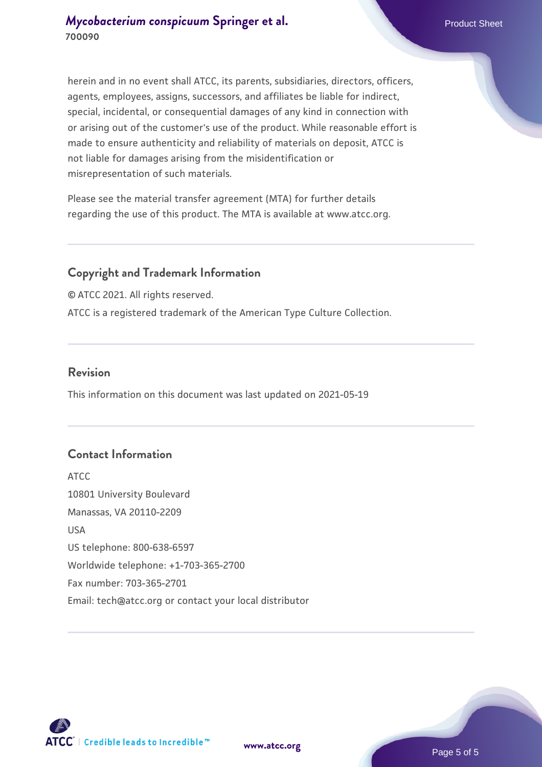herein and in no event shall ATCC, its parents, subsidiaries, directors, officers, agents, employees, assigns, successors, and affiliates be liable for indirect, special, incidental, or consequential damages of any kind in connection with or arising out of the customer's use of the product. While reasonable effort is made to ensure authenticity and reliability of materials on deposit, ATCC is not liable for damages arising from the misidentification or misrepresentation of such materials.

Please see the material transfer agreement (MTA) for further details regarding the use of this product. The MTA is available at www.atcc.org.

## Copyright and Trademark Information

© ATCC 2021. All rights reserved.

ATCC is a registered trademark of the American Type Culture Collection.

## Revision

This information on this document was last updated on 2021-05-19

## Contact Information

ATCC
10801 University Boulevard
Manassas, VA 20110-2209
USA
US telephone: 800-638-6597
Worldwide telephone: +1-703-365-2700
Fax number: 703-365-2701
Email: tech@atcc.org or contact your local distributor